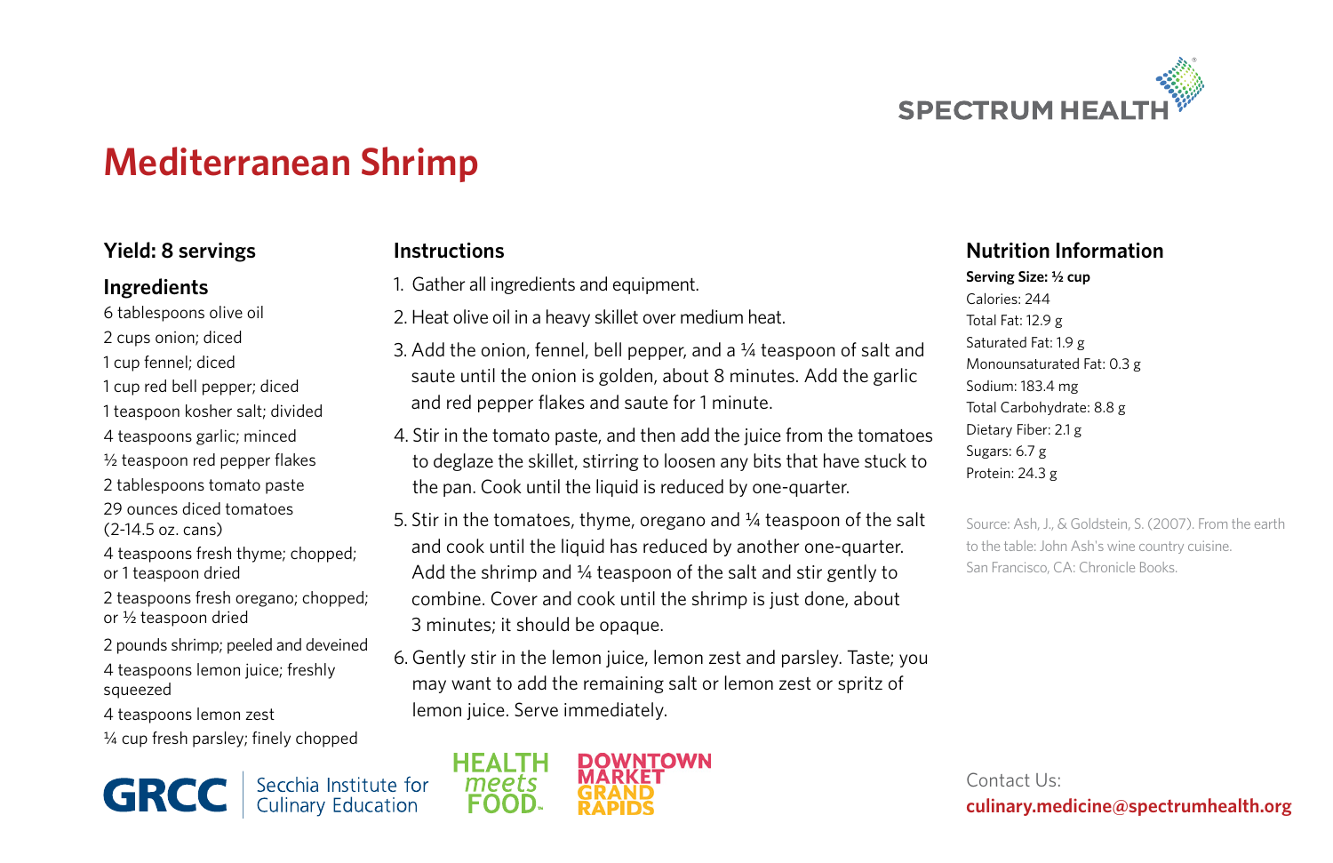# Mediterranean Shrimp

### Yield: 8 servings

### Ingredients

6 tablespoons olive oil
2 cups onion; diced
1 cup fennel; diced
1 cup red bell pepper; diced
1 teaspoon kosher salt; divided
4 teaspoons garlic; minced
½ teaspoon red pepper flakes
2 tablespoons tomato paste
29 ounces diced tomatoes (2-14.5 oz. cans)
4 teaspoons fresh thyme; chopped; or 1 teaspoon dried
2 teaspoons fresh oregano; chopped; or ½ teaspoon dried
2 pounds shrimp; peeled and deveined
4 teaspoons lemon juice; freshly squeezed
4 teaspoons lemon zest
¼ cup fresh parsley; finely chopped

### Instructions

1. Gather all ingredients and equipment.
2. Heat olive oil in a heavy skillet over medium heat.
3. Add the onion, fennel, bell pepper, and a ¼ teaspoon of salt and saute until the onion is golden, about 8 minutes. Add the garlic and red pepper flakes and saute for 1 minute.
4. Stir in the tomato paste, and then add the juice from the tomatoes to deglaze the skillet, stirring to loosen any bits that have stuck to the pan. Cook until the liquid is reduced by one-quarter.
5. Stir in the tomatoes, thyme, oregano and ¼ teaspoon of the salt and cook until the liquid has reduced by another one-quarter. Add the shrimp and ¼ teaspoon of the salt and stir gently to combine. Cover and cook until the shrimp is just done, about 3 minutes; it should be opaque.
6. Gently stir in the lemon juice, lemon zest and parsley. Taste; you may want to add the remaining salt or lemon zest or spritz of lemon juice. Serve immediately.

### Nutrition Information

**Serving Size: ½ cup**
Calories: 244
Total Fat: 12.9 g
Saturated Fat: 1.9 g
Monounsaturated Fat: 0.3 g
Sodium: 183.4 mg
Total Carbohydrate: 8.8 g
Dietary Fiber: 2.1 g
Sugars: 6.7 g
Protein: 24.3 g

Source: Ash, J., & Goldstein, S. (2007). From the earth to the table: John Ash's wine country cuisine. San Francisco, CA: Chronicle Books.

Contact Us:
**culinary.medicine@spectrumhealth.org**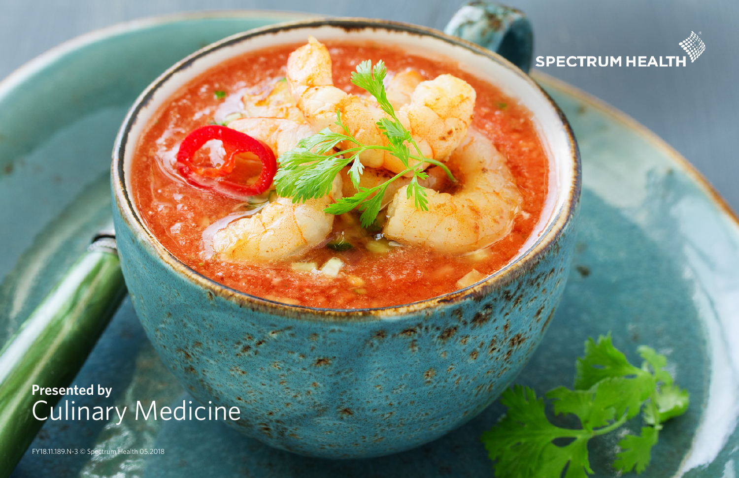SPECTRUM HEALTH

**Presented by**
Culinary Medicine

FY18.11.189.N-3 © Spectrum Health 05.2018